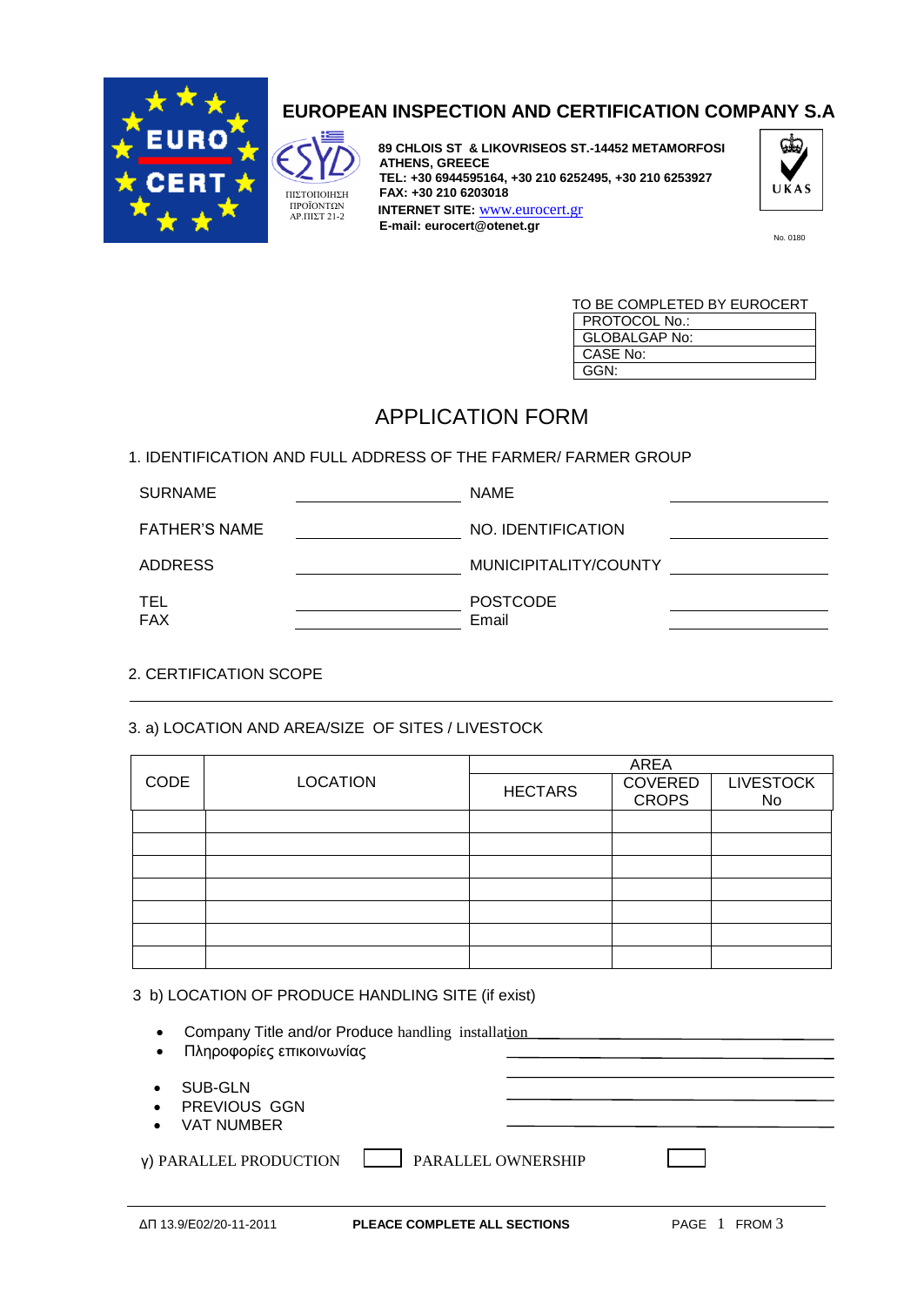## EUROPEAN INSPECTION AND CERTIFICATION COMPANY S.A

ΠΙΣΤΟΠΟΙΗΣΗ ΠΡΟΪΟΝΤΩΝ ΑΡ.ΠΙΣΤ 21-2

**89 CHLOIS ST & LIKOVRISEOS ST.-14452 METAMORFOSI ATHENS, GREECE**
**TEL: +30 6944595164, +30 210 6252495, +30 210 6253927**
**FAX: +30 210 6203018**
**INTERNET SITE:** www.eurocert.gr
**E-mail: eurocert@otenet.gr**

UKAS No. 0180

TO BE COMPLETED BY EUROCERT

| |
|---|
| PROTOCOL No.: |
| GLOBALGAP No: |
| CASE No: |
| GGN: |

# APPLICATION FORM

1. IDENTIFICATION AND FULL ADDRESS OF THE FARMER/ FARMER GROUP

| | | | |
|---|---|---|---|
| SURNAME | ____________ | NAME | ____________ |
| FATHER'S NAME | ____________ | NO. IDENTIFICATION | ____________ |
| ADDRESS | ____________ | MUNICIPALITY/COUNTY | ____________ |
| TEL | ____________ | POSTCODE | ____________ |
| FAX | ____________ | Email | ____________ |

2. CERTIFICATION SCOPE

______________________________________________

3. a) LOCATION AND AREA/SIZE OF SITES / LIVESTOCK

| CODE | LOCATION | AREA | | |
|---|---|---|---|---|
| | | HECTARS | COVERED CROPS | LIVESTOCK No |
| | | | | |
| | | | | |
| | | | | |
| | | | | |
| | | | | |
| | | | | |
| | | | | |

3 b) LOCATION OF PRODUCE HANDLING SITE (if exist)

- Company Title and/or Produce handling installation ____________
- Πληροφορίες επικοινωνίας ____________

- SUB-GLN ____________
- PREVIOUS GGN ____________
- VAT NUMBER ____________

γ) PARALLEL PRODUCTION ☐ PARALLEL OWNERSHIP ☐

ΔΠ 13.9/Ε02/20-11-2011 **PLEACE COMPLETE ALL SECTIONS**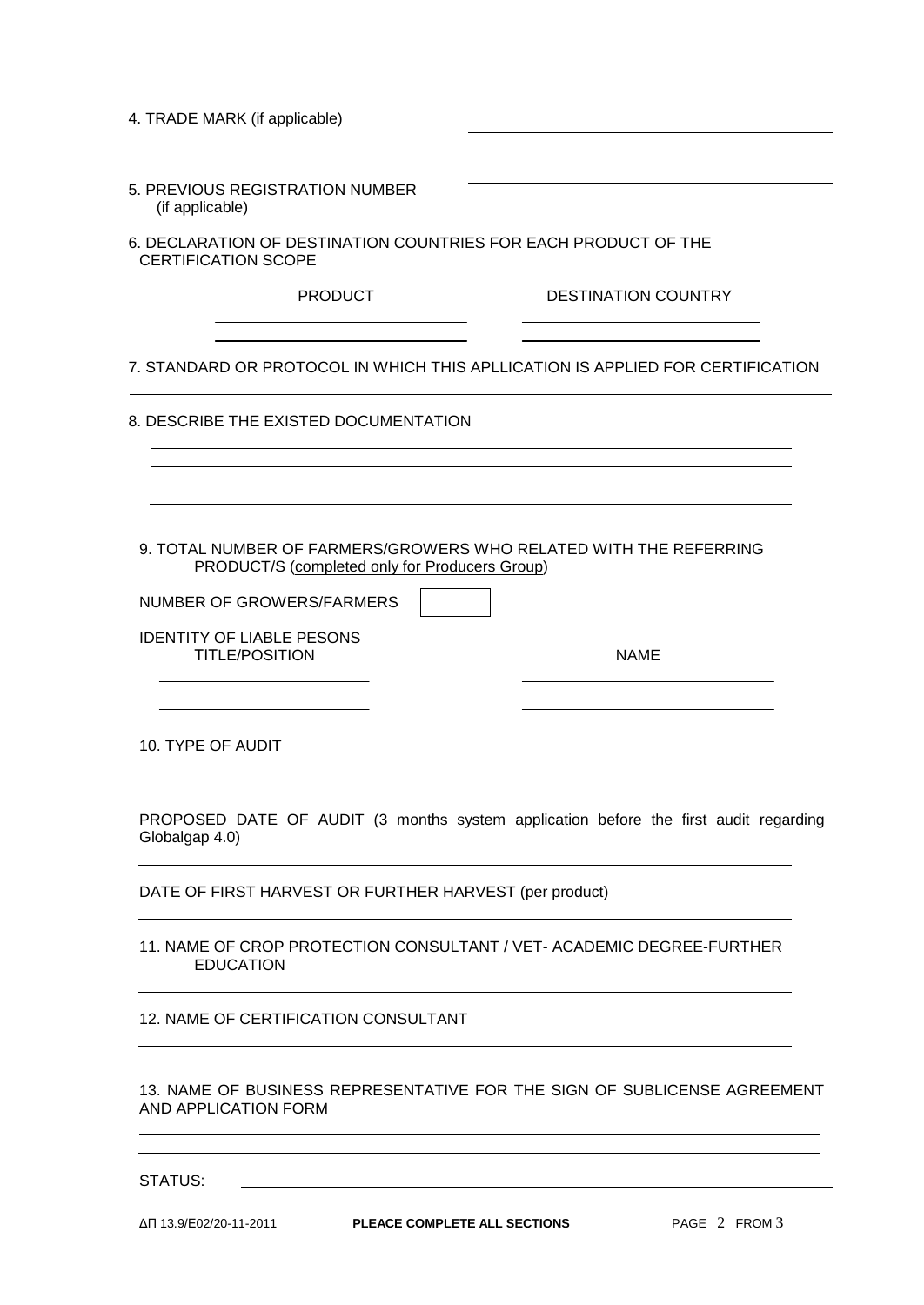4. TRADE MARK (if applicable) ____________________

5. PREVIOUS REGISTRATION NUMBER (if applicable) ____________________

6. DECLARATION OF DESTINATION COUNTRIES FOR EACH PRODUCT OF THE CERTIFICATION SCOPE

| PRODUCT | DESTINATION COUNTRY |
| --- | --- |
| | |
| | |

7. STANDARD OR PROTOCOL IN WHICH THIS APLLICATION IS APPLIED FOR CERTIFICATION

____________________

8. DESCRIBE THE EXISTED DOCUMENTATION

____________________

____________________

____________________

____________________

9. TOTAL NUMBER OF FARMERS/GROWERS WHO RELATED WITH THE REFERRING PRODUCT/S (completed only for Producers Group)

NUMBER OF GROWERS/FARMERS [ ]

IDENTITY OF LIABLE PESONS

| TITLE/POSITION | NAME |
| --- | --- |
| | |
| | |

10. TYPE OF AUDIT

____________________

____________________

PROPOSED DATE OF AUDIT (3 months system application before the first audit regarding Globalgap 4.0)

____________________

DATE OF FIRST HARVEST OR FURTHER HARVEST (per product)

____________________

11. NAME OF CROP PROTECTION CONSULTANT / VET- ACADEMIC DEGREE-FURTHER EDUCATION

____________________

12. NAME OF CERTIFICATION CONSULTANT

____________________

13. NAME OF BUSINESS REPRESENTATIVE FOR THE SIGN OF SUBLICENSE AGREEMENT AND APPLICATION FORM

____________________

____________________

STATUS: ____________________

ΔΠ 13.9/E02/20-11-2011 **PLEACE COMPLETE ALL SECTIONS**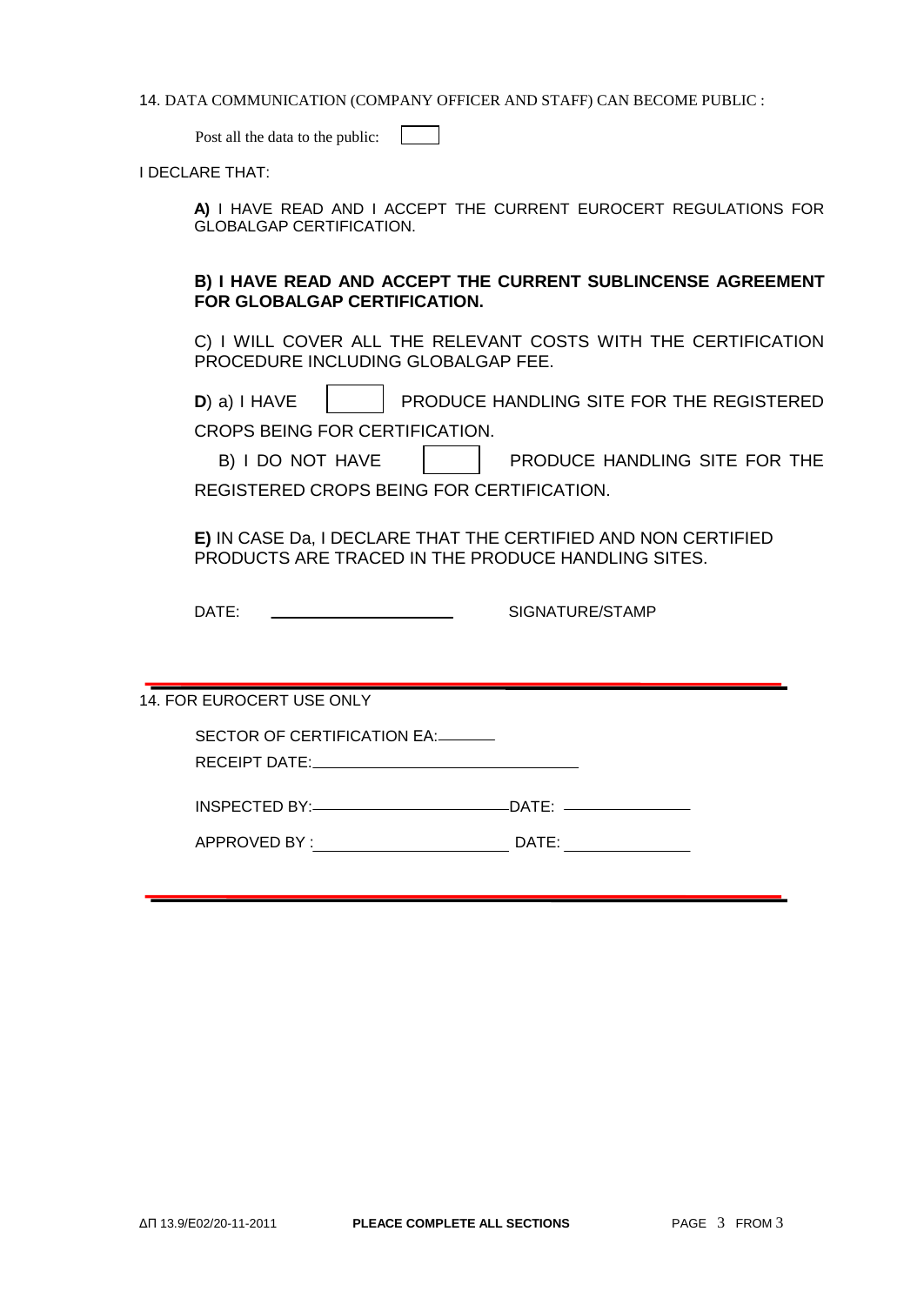14. DATA COMMUNICATION (COMPANY OFFICER AND STAFF) CAN BECOME PUBLIC :

Post all the data to the public: ☐

I DECLARE THAT:

**A)** I HAVE READ AND I ACCEPT THE CURRENT EUROCERT REGULATIONS FOR GLOBALGAP CERTIFICATION.

**B) I HAVE READ AND ACCEPT THE CURRENT SUBLINCENSE AGREEMENT FOR GLOBALGAP CERTIFICATION.**

C) I WILL COVER ALL THE RELEVANT COSTS WITH THE CERTIFICATION PROCEDURE INCLUDING GLOBALGAP FEE.

**D**) a) I HAVE ☐ PRODUCE HANDLING SITE FOR THE REGISTERED CROPS BEING FOR CERTIFICATION.

B) I DO NOT HAVE ☐ PRODUCE HANDLING SITE FOR THE REGISTERED CROPS BEING FOR CERTIFICATION.

**E)** IN CASE Da, I DECLARE THAT THE CERTIFIED AND NON CERTIFIED PRODUCTS ARE TRACED IN THE PRODUCE HANDLING SITES.

DATE: ____________________ SIGNATURE/STAMP

14. FOR EUROCERT USE ONLY

SECTOR OF CERTIFICATION EA: _______

RECEIPT DATE: ______________________________

INSPECTED BY: ______________________ DATE: ______________

APPROVED BY : ______________________ DATE: ______________

ΔΠ 13.9/Ε02/20-11-2011 **PLEACE COMPLETE ALL SECTIONS**